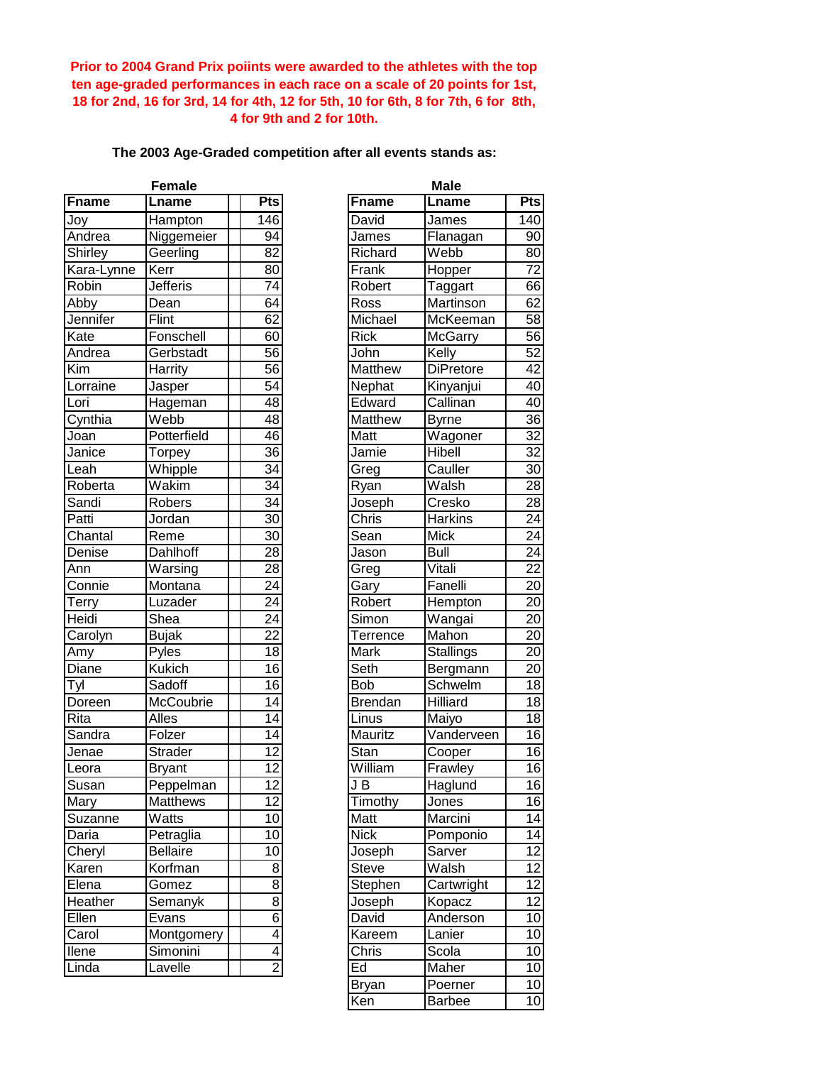**Prior to 2004 Grand Prix poiints were awarded to the athletes with the top ten age-graded performances in each race on a scale of 20 points for 1st, 18 for 2nd, 16 for 3rd, 14 for 4th, 12 for 5th, 10 for 6th, 8 for 7th, 6 for 8th, 4 for 9th and 2 for 10th.**

**The 2003 Age-Graded competition after all events stands as:**

**Female**

| Fname | Lname | | Pts |
|---|---|---|---|
| Joy | Hampton | | 146 |
| Andrea | Niggemeier | | 94 |
| Shirley | Geerling | | 82 |
| Kara-Lynne | Kerr | | 80 |
| Robin | Jefferis | | 74 |
| Abby | Dean | | 64 |
| Jennifer | Flint | | 62 |
| Kate | Fonschell | | 60 |
| Andrea | Gerbstadt | | 56 |
| Kim | Harrity | | 56 |
| Lorraine | Jasper | | 54 |
| Lori | Hageman | | 48 |
| Cynthia | Webb | | 48 |
| Joan | Potterfield | | 46 |
| Janice | Torpey | | 36 |
| Leah | Whipple | | 34 |
| Roberta | Wakim | | 34 |
| Sandi | Robers | | 34 |
| Patti | Jordan | | 30 |
| Chantal | Reme | | 30 |
| Denise | Dahlhoff | | 28 |
| Ann | Warsing | | 28 |
| Connie | Montana | | 24 |
| Terry | Luzader | | 24 |
| Heidi | Shea | | 24 |
| Carolyn | Bujak | | 22 |
| Amy | Pyles | | 18 |
| Diane | Kukich | | 16 |
| Tyl | Sadoff | | 16 |
| Doreen | McCoubrie | | 14 |
| Rita | Alles | | 14 |
| Sandra | Folzer | | 14 |
| Jenae | Strader | | 12 |
| Leora | Bryant | | 12 |
| Susan | Peppelman | | 12 |
| Mary | Matthews | | 12 |
| Suzanne | Watts | | 10 |
| Daria | Petraglia | | 10 |
| Cheryl | Bellaire | | 10 |
| Karen | Korfman | | 8 |
| Elena | Gomez | | 8 |
| Heather | Semanyk | | 8 |
| Ellen | Evans | | 6 |
| Carol | Montgomery | | 4 |
| Ilene | Simonini | | 4 |
| Linda | Lavelle | | 2 |

**Male**

| Fname | Lname | Pts |
|---|---|---|
| David | James | 140 |
| James | Flanagan | 90 |
| Richard | Webb | 80 |
| Frank | Hopper | 72 |
| Robert | Taggart | 66 |
| Ross | Martinson | 62 |
| Michael | McKeeman | 58 |
| Rick | McGarry | 56 |
| John | Kelly | 52 |
| Matthew | DiPretore | 42 |
| Nephat | Kinyanjui | 40 |
| Edward | Callinan | 40 |
| Matthew | Byrne | 36 |
| Matt | Wagoner | 32 |
| Jamie | Hibell | 32 |
| Greg | Cauller | 30 |
| Ryan | Walsh | 28 |
| Joseph | Cresko | 28 |
| Chris | Harkins | 24 |
| Sean | Mick | 24 |
| Jason | Bull | 24 |
| Greg | Vitali | 22 |
| Gary | Fanelli | 20 |
| Robert | Hempton | 20 |
| Simon | Wangai | 20 |
| Terrence | Mahon | 20 |
| Mark | Stallings | 20 |
| Seth | Bergmann | 20 |
| Bob | Schwelm | 18 |
| Brendan | Hilliard | 18 |
| Linus | Maiyo | 18 |
| Mauritz | Vanderveen | 16 |
| Stan | Cooper | 16 |
| William | Frawley | 16 |
| J B | Haglund | 16 |
| Timothy | Jones | 16 |
| Matt | Marcini | 14 |
| Nick | Pomponio | 14 |
| Joseph | Sarver | 12 |
| Steve | Walsh | 12 |
| Stephen | Cartwright | 12 |
| Joseph | Kopacz | 12 |
| David | Anderson | 10 |
| Kareem | Lanier | 10 |
| Chris | Scola | 10 |
| Ed | Maher | 10 |
| Bryan | Poerner | 10 |
| Ken | Barbee | 10 |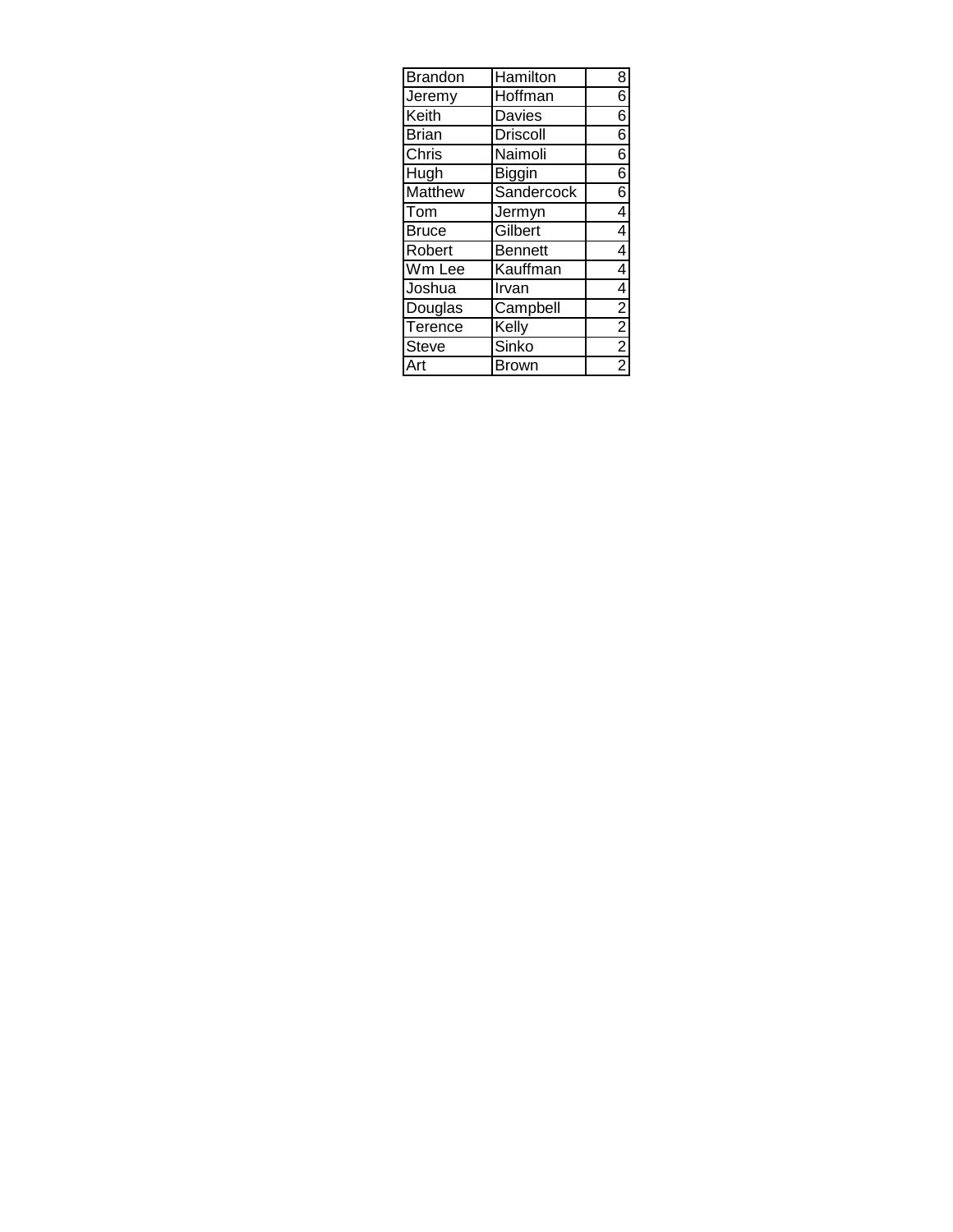| | | |
|---|---|---|
| Brandon | Hamilton | 8 |
| Jeremy | Hoffman | 6 |
| Keith | Davies | 6 |
| Brian | Driscoll | 6 |
| Chris | Naimoli | 6 |
| Hugh | Biggin | 6 |
| Matthew | Sandercock | 6 |
| Tom | Jermyn | 4 |
| Bruce | Gilbert | 4 |
| Robert | Bennett | 4 |
| Wm Lee | Kauffman | 4 |
| Joshua | Irvan | 4 |
| Douglas | Campbell | 2 |
| Terence | Kelly | 2 |
| Steve | Sinko | 2 |
| Art | Brown | 2 |